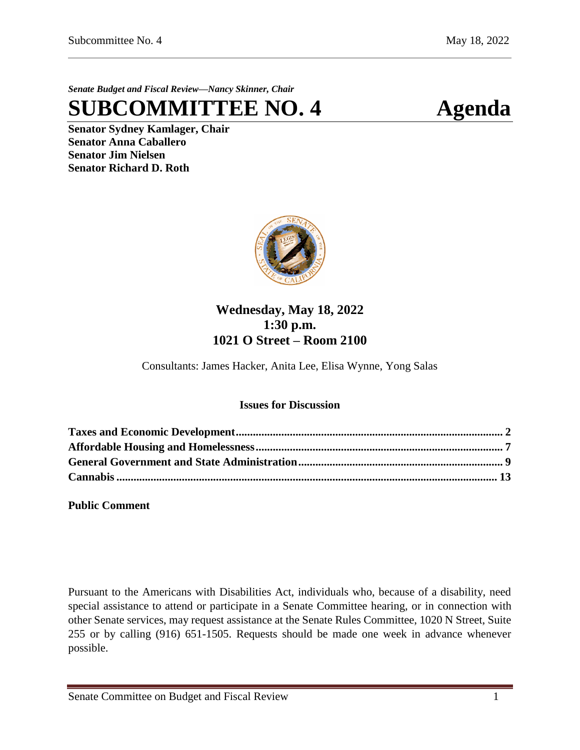*Senate Budget and Fiscal Review—Nancy Skinner, Chair*

# SUBCOMMITTEE NO. 4 Agenda

**Senator Sydney Kamlager, Chair**
**Senator Anna Caballero**
**Senator Jim Nielsen**
**Senator Richard D. Roth**

**Wednesday, May 18, 2022**
**1:30 p.m.**
**1021 O Street – Room 2100**

Consultants: James Hacker, Anita Lee, Elisa Wynne, Yong Salas

**Issues for Discussion**

**Taxes and Economic Development** ......... **2**
**Affordable Housing and Homelessness** ......... **7**
**General Government and State Administration** ......... **9**
**Cannabis** ......... **13**

**Public Comment**

Pursuant to the Americans with Disabilities Act, individuals who, because of a disability, need special assistance to attend or participate in a Senate Committee hearing, or in connection with other Senate services, may request assistance at the Senate Rules Committee, 1020 N Street, Suite 255 or by calling (916) 651-1505. Requests should be made one week in advance whenever possible.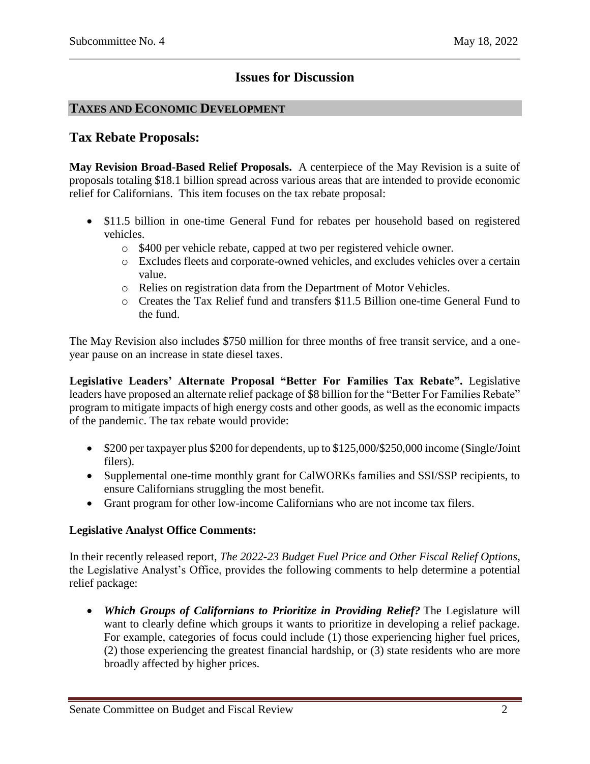# Issues for Discussion

## TAXES AND ECONOMIC DEVELOPMENT

## Tax Rebate Proposals:

**May Revision Broad-Based Relief Proposals.** A centerpiece of the May Revision is a suite of proposals totaling $18.1 billion spread across various areas that are intended to provide economic relief for Californians. This item focuses on the tax rebate proposal:

- $11.5 billion in one-time General Fund for rebates per household based on registered vehicles.
  - $400 per vehicle rebate, capped at two per registered vehicle owner.
  - Excludes fleets and corporate-owned vehicles, and excludes vehicles over a certain value.
  - Relies on registration data from the Department of Motor Vehicles.
  - Creates the Tax Relief fund and transfers $11.5 Billion one-time General Fund to the fund.

The May Revision also includes $750 million for three months of free transit service, and a one-year pause on an increase in state diesel taxes.

**Legislative Leaders' Alternate Proposal "Better For Families Tax Rebate".** Legislative leaders have proposed an alternate relief package of $8 billion for the "Better For Families Rebate" program to mitigate impacts of high energy costs and other goods, as well as the economic impacts of the pandemic. The tax rebate would provide:

- $200 per taxpayer plus $200 for dependents, up to $125,000/$250,000 income (Single/Joint filers).
- Supplemental one-time monthly grant for CalWORKs families and SSI/SSP recipients, to ensure Californians struggling the most benefit.
- Grant program for other low-income Californians who are not income tax filers.

**Legislative Analyst Office Comments:**

In their recently released report, *The 2022-23 Budget Fuel Price and Other Fiscal Relief Options*, the Legislative Analyst's Office, provides the following comments to help determine a potential relief package:

- ***Which Groups of Californians to Prioritize in Providing Relief?*** The Legislature will want to clearly define which groups it wants to prioritize in developing a relief package. For example, categories of focus could include (1) those experiencing higher fuel prices, (2) those experiencing the greatest financial hardship, or (3) state residents who are more broadly affected by higher prices.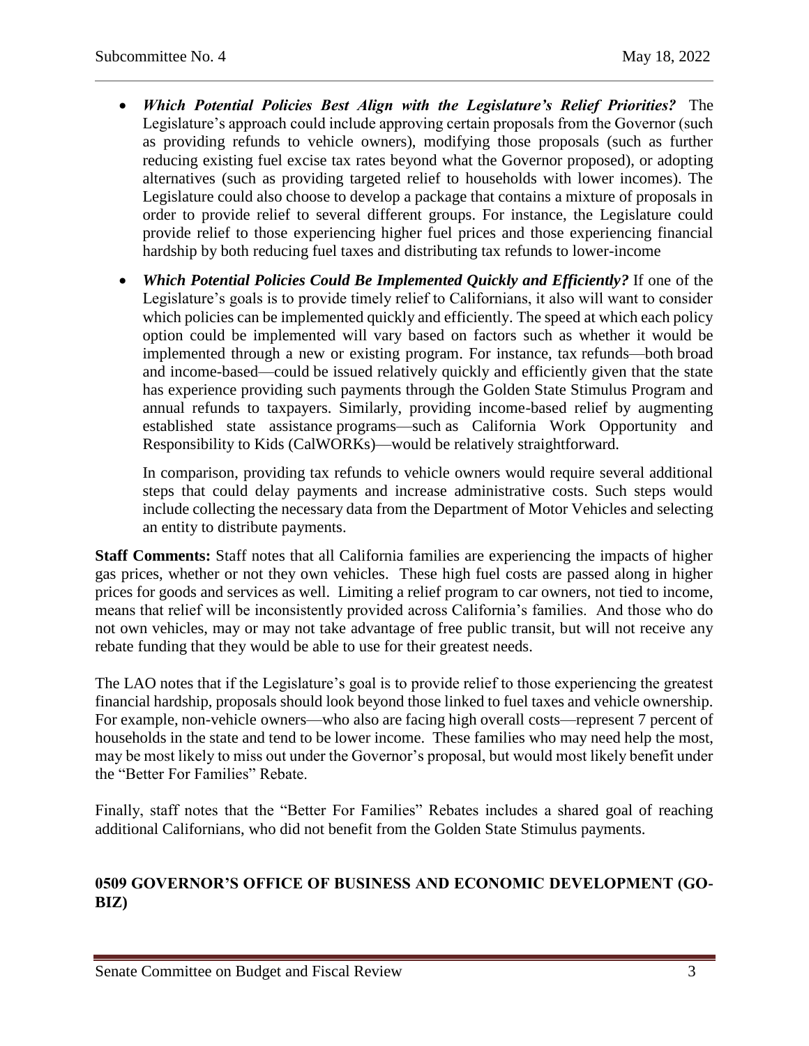- ***Which Potential Policies Best Align with the Legislature's Relief Priorities?*** The Legislature's approach could include approving certain proposals from the Governor (such as providing refunds to vehicle owners), modifying those proposals (such as further reducing existing fuel excise tax rates beyond what the Governor proposed), or adopting alternatives (such as providing targeted relief to households with lower incomes). The Legislature could also choose to develop a package that contains a mixture of proposals in order to provide relief to several different groups. For instance, the Legislature could provide relief to those experiencing higher fuel prices and those experiencing financial hardship by both reducing fuel taxes and distributing tax refunds to lower-income

- ***Which Potential Policies Could Be Implemented Quickly and Efficiently?*** If one of the Legislature's goals is to provide timely relief to Californians, it also will want to consider which policies can be implemented quickly and efficiently. The speed at which each policy option could be implemented will vary based on factors such as whether it would be implemented through a new or existing program. For instance, tax refunds—both broad and income-based—could be issued relatively quickly and efficiently given that the state has experience providing such payments through the Golden State Stimulus Program and annual refunds to taxpayers. Similarly, providing income-based relief by augmenting established state assistance programs—such as California Work Opportunity and Responsibility to Kids (CalWORKs)—would be relatively straightforward.

  In comparison, providing tax refunds to vehicle owners would require several additional steps that could delay payments and increase administrative costs. Such steps would include collecting the necessary data from the Department of Motor Vehicles and selecting an entity to distribute payments.

**Staff Comments:** Staff notes that all California families are experiencing the impacts of higher gas prices, whether or not they own vehicles. These high fuel costs are passed along in higher prices for goods and services as well. Limiting a relief program to car owners, not tied to income, means that relief will be inconsistently provided across California's families. And those who do not own vehicles, may or may not take advantage of free public transit, but will not receive any rebate funding that they would be able to use for their greatest needs.

The LAO notes that if the Legislature's goal is to provide relief to those experiencing the greatest financial hardship, proposals should look beyond those linked to fuel taxes and vehicle ownership. For example, non-vehicle owners—who also are facing high overall costs—represent 7 percent of households in the state and tend to be lower income. These families who may need help the most, may be most likely to miss out under the Governor's proposal, but would most likely benefit under the "Better For Families" Rebate.

Finally, staff notes that the "Better For Families" Rebates includes a shared goal of reaching additional Californians, who did not benefit from the Golden State Stimulus payments.

## 0509 GOVERNOR'S OFFICE OF BUSINESS AND ECONOMIC DEVELOPMENT (GO-BIZ)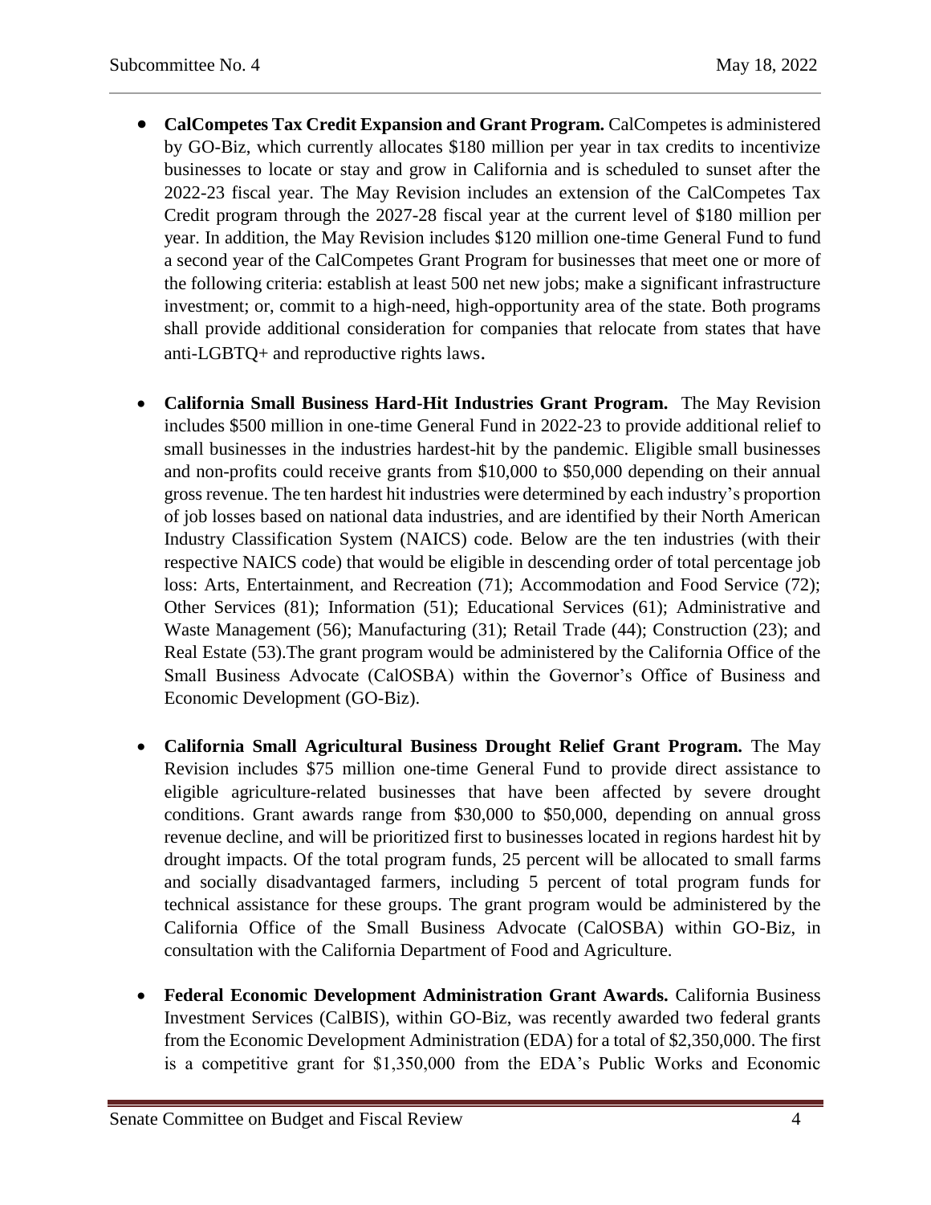- **CalCompetes Tax Credit Expansion and Grant Program.** CalCompetes is administered by GO-Biz, which currently allocates $180 million per year in tax credits to incentivize businesses to locate or stay and grow in California and is scheduled to sunset after the 2022-23 fiscal year. The May Revision includes an extension of the CalCompetes Tax Credit program through the 2027-28 fiscal year at the current level of $180 million per year. In addition, the May Revision includes $120 million one-time General Fund to fund a second year of the CalCompetes Grant Program for businesses that meet one or more of the following criteria: establish at least 500 net new jobs; make a significant infrastructure investment; or, commit to a high-need, high-opportunity area of the state. Both programs shall provide additional consideration for companies that relocate from states that have anti-LGBTQ+ and reproductive rights laws.

- **California Small Business Hard-Hit Industries Grant Program.** The May Revision includes $500 million in one-time General Fund in 2022-23 to provide additional relief to small businesses in the industries hardest-hit by the pandemic. Eligible small businesses and non-profits could receive grants from $10,000 to $50,000 depending on their annual gross revenue. The ten hardest hit industries were determined by each industry's proportion of job losses based on national data industries, and are identified by their North American Industry Classification System (NAICS) code. Below are the ten industries (with their respective NAICS code) that would be eligible in descending order of total percentage job loss: Arts, Entertainment, and Recreation (71); Accommodation and Food Service (72); Other Services (81); Information (51); Educational Services (61); Administrative and Waste Management (56); Manufacturing (31); Retail Trade (44); Construction (23); and Real Estate (53).The grant program would be administered by the California Office of the Small Business Advocate (CalOSBA) within the Governor's Office of Business and Economic Development (GO-Biz).

- **California Small Agricultural Business Drought Relief Grant Program.** The May Revision includes $75 million one-time General Fund to provide direct assistance to eligible agriculture-related businesses that have been affected by severe drought conditions. Grant awards range from $30,000 to $50,000, depending on annual gross revenue decline, and will be prioritized first to businesses located in regions hardest hit by drought impacts. Of the total program funds, 25 percent will be allocated to small farms and socially disadvantaged farmers, including 5 percent of total program funds for technical assistance for these groups. The grant program would be administered by the California Office of the Small Business Advocate (CalOSBA) within GO-Biz, in consultation with the California Department of Food and Agriculture.

- **Federal Economic Development Administration Grant Awards.** California Business Investment Services (CalBIS), within GO-Biz, was recently awarded two federal grants from the Economic Development Administration (EDA) for a total of $2,350,000. The first is a competitive grant for $1,350,000 from the EDA's Public Works and Economic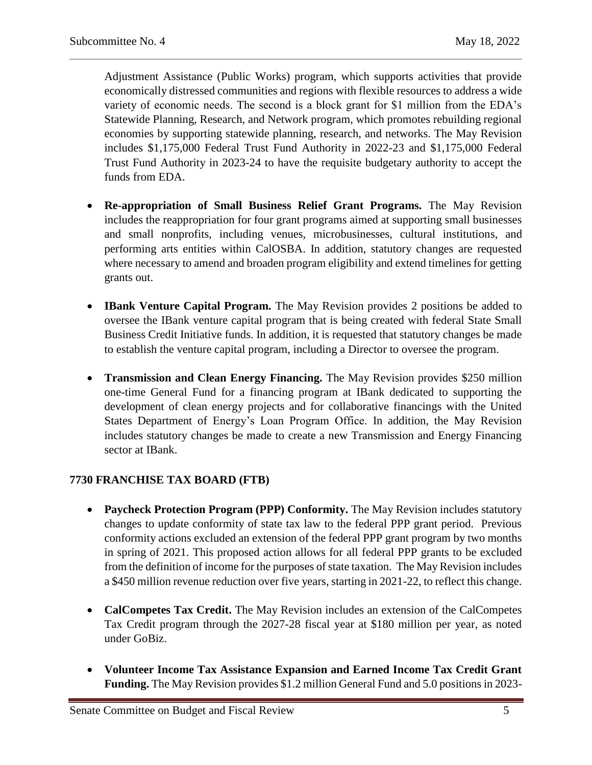Adjustment Assistance (Public Works) program, which supports activities that provide economically distressed communities and regions with flexible resources to address a wide variety of economic needs. The second is a block grant for $1 million from the EDA's Statewide Planning, Research, and Network program, which promotes rebuilding regional economies by supporting statewide planning, research, and networks. The May Revision includes $1,175,000 Federal Trust Fund Authority in 2022-23 and $1,175,000 Federal Trust Fund Authority in 2023-24 to have the requisite budgetary authority to accept the funds from EDA.

- **Re-appropriation of Small Business Relief Grant Programs.** The May Revision includes the reappropriation for four grant programs aimed at supporting small businesses and small nonprofits, including venues, microbusinesses, cultural institutions, and performing arts entities within CalOSBA. In addition, statutory changes are requested where necessary to amend and broaden program eligibility and extend timelines for getting grants out.

- **IBank Venture Capital Program.** The May Revision provides 2 positions be added to oversee the IBank venture capital program that is being created with federal State Small Business Credit Initiative funds. In addition, it is requested that statutory changes be made to establish the venture capital program, including a Director to oversee the program.

- **Transmission and Clean Energy Financing.** The May Revision provides $250 million one-time General Fund for a financing program at IBank dedicated to supporting the development of clean energy projects and for collaborative financings with the United States Department of Energy's Loan Program Office. In addition, the May Revision includes statutory changes be made to create a new Transmission and Energy Financing sector at IBank.

## 7730 FRANCHISE TAX BOARD (FTB)

- **Paycheck Protection Program (PPP) Conformity.** The May Revision includes statutory changes to update conformity of state tax law to the federal PPP grant period. Previous conformity actions excluded an extension of the federal PPP grant program by two months in spring of 2021. This proposed action allows for all federal PPP grants to be excluded from the definition of income for the purposes of state taxation. The May Revision includes a $450 million revenue reduction over five years, starting in 2021-22, to reflect this change.

- **CalCompetes Tax Credit.** The May Revision includes an extension of the CalCompetes Tax Credit program through the 2027-28 fiscal year at $180 million per year, as noted under GoBiz.

- **Volunteer Income Tax Assistance Expansion and Earned Income Tax Credit Grant Funding.** The May Revision provides $1.2 million General Fund and 5.0 positions in 2023-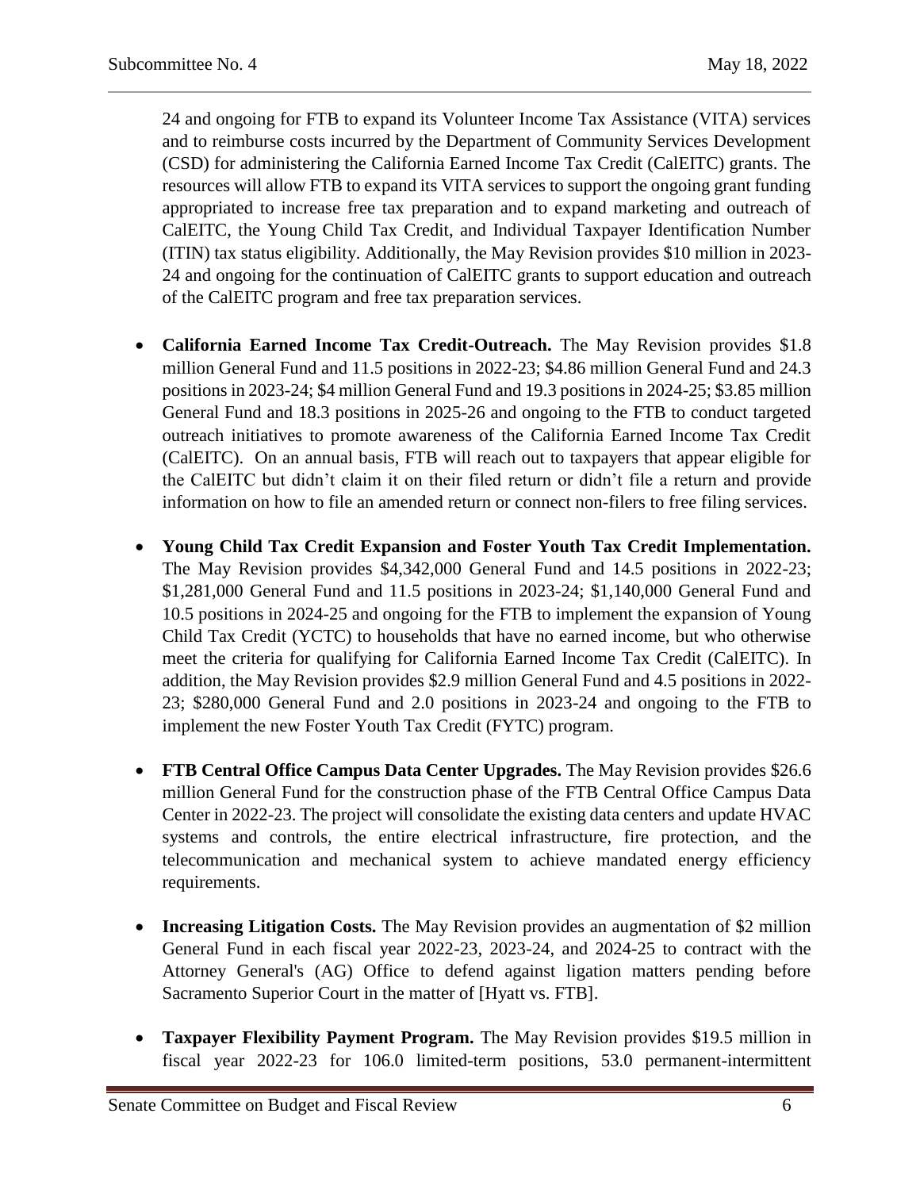24 and ongoing for FTB to expand its Volunteer Income Tax Assistance (VITA) services and to reimburse costs incurred by the Department of Community Services Development (CSD) for administering the California Earned Income Tax Credit (CalEITC) grants. The resources will allow FTB to expand its VITA services to support the ongoing grant funding appropriated to increase free tax preparation and to expand marketing and outreach of CalEITC, the Young Child Tax Credit, and Individual Taxpayer Identification Number (ITIN) tax status eligibility. Additionally, the May Revision provides $10 million in 2023-24 and ongoing for the continuation of CalEITC grants to support education and outreach of the CalEITC program and free tax preparation services.

- **California Earned Income Tax Credit-Outreach.** The May Revision provides $1.8 million General Fund and 11.5 positions in 2022-23; $4.86 million General Fund and 24.3 positions in 2023-24; $4 million General Fund and 19.3 positions in 2024-25; $3.85 million General Fund and 18.3 positions in 2025-26 and ongoing to the FTB to conduct targeted outreach initiatives to promote awareness of the California Earned Income Tax Credit (CalEITC). On an annual basis, FTB will reach out to taxpayers that appear eligible for the CalEITC but didn't claim it on their filed return or didn't file a return and provide information on how to file an amended return or connect non-filers to free filing services.

- **Young Child Tax Credit Expansion and Foster Youth Tax Credit Implementation.** The May Revision provides $4,342,000 General Fund and 14.5 positions in 2022-23; $1,281,000 General Fund and 11.5 positions in 2023-24; $1,140,000 General Fund and 10.5 positions in 2024-25 and ongoing for the FTB to implement the expansion of Young Child Tax Credit (YCTC) to households that have no earned income, but who otherwise meet the criteria for qualifying for California Earned Income Tax Credit (CalEITC). In addition, the May Revision provides $2.9 million General Fund and 4.5 positions in 2022-23; $280,000 General Fund and 2.0 positions in 2023-24 and ongoing to the FTB to implement the new Foster Youth Tax Credit (FYTC) program.

- **FTB Central Office Campus Data Center Upgrades.** The May Revision provides $26.6 million General Fund for the construction phase of the FTB Central Office Campus Data Center in 2022-23. The project will consolidate the existing data centers and update HVAC systems and controls, the entire electrical infrastructure, fire protection, and the telecommunication and mechanical system to achieve mandated energy efficiency requirements.

- **Increasing Litigation Costs.** The May Revision provides an augmentation of $2 million General Fund in each fiscal year 2022-23, 2023-24, and 2024-25 to contract with the Attorney General's (AG) Office to defend against ligation matters pending before Sacramento Superior Court in the matter of [Hyatt vs. FTB].

- **Taxpayer Flexibility Payment Program.** The May Revision provides $19.5 million in fiscal year 2022-23 for 106.0 limited-term positions, 53.0 permanent-intermittent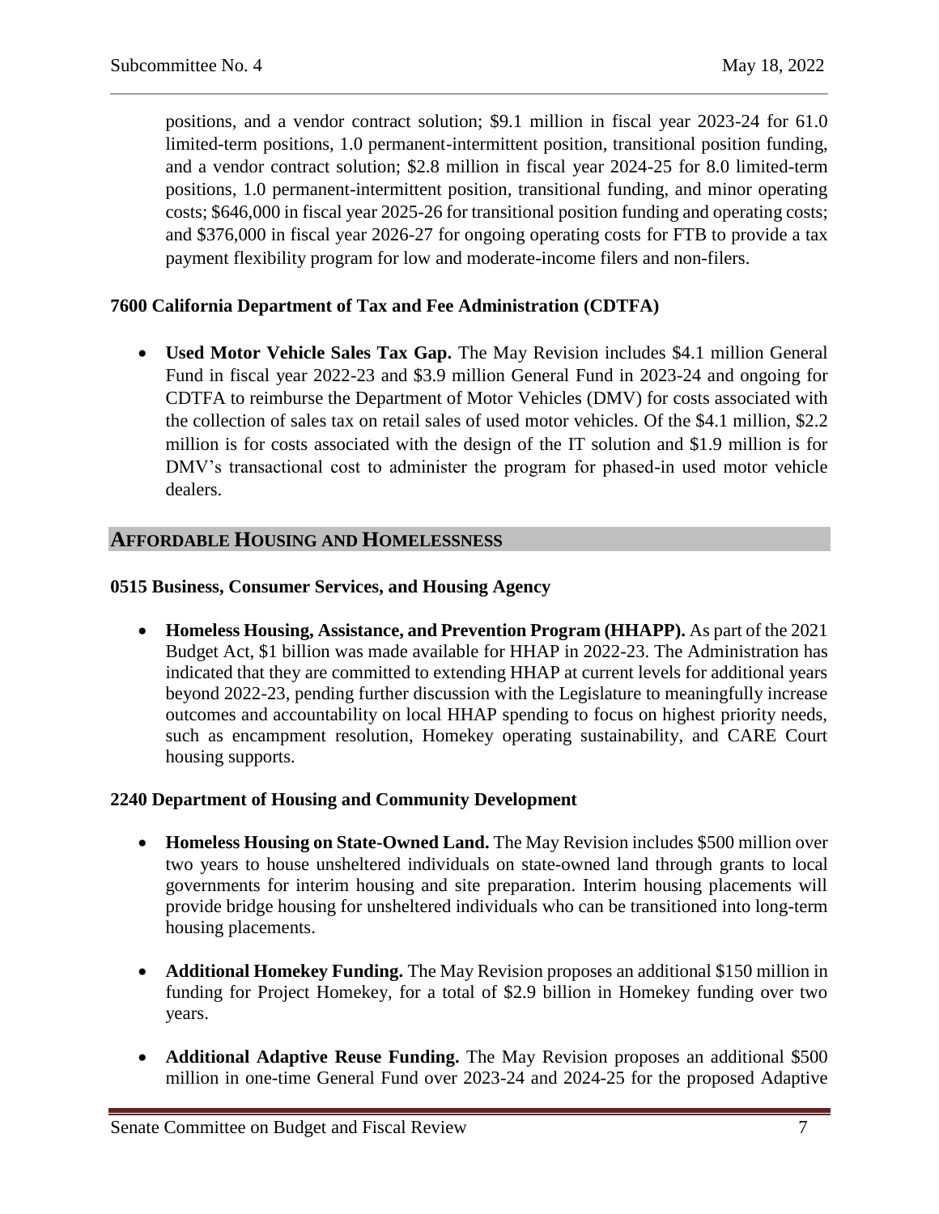positions, and a vendor contract solution; $9.1 million in fiscal year 2023-24 for 61.0 limited-term positions, 1.0 permanent-intermittent position, transitional position funding, and a vendor contract solution; $2.8 million in fiscal year 2024-25 for 8.0 limited-term positions, 1.0 permanent-intermittent position, transitional funding, and minor operating costs; $646,000 in fiscal year 2025-26 for transitional position funding and operating costs; and $376,000 in fiscal year 2026-27 for ongoing operating costs for FTB to provide a tax payment flexibility program for low and moderate-income filers and non-filers.

### 7600 California Department of Tax and Fee Administration (CDTFA)

- **Used Motor Vehicle Sales Tax Gap.** The May Revision includes $4.1 million General Fund in fiscal year 2022-23 and $3.9 million General Fund in 2023-24 and ongoing for CDTFA to reimburse the Department of Motor Vehicles (DMV) for costs associated with the collection of sales tax on retail sales of used motor vehicles. Of the $4.1 million, $2.2 million is for costs associated with the design of the IT solution and $1.9 million is for DMV's transactional cost to administer the program for phased-in used motor vehicle dealers.

## AFFORDABLE HOUSING AND HOMELESSNESS

### 0515 Business, Consumer Services, and Housing Agency

- **Homeless Housing, Assistance, and Prevention Program (HHAPP).** As part of the 2021 Budget Act, $1 billion was made available for HHAP in 2022-23. The Administration has indicated that they are committed to extending HHAP at current levels for additional years beyond 2022-23, pending further discussion with the Legislature to meaningfully increase outcomes and accountability on local HHAP spending to focus on highest priority needs, such as encampment resolution, Homekey operating sustainability, and CARE Court housing supports.

### 2240 Department of Housing and Community Development

- **Homeless Housing on State-Owned Land.** The May Revision includes $500 million over two years to house unsheltered individuals on state-owned land through grants to local governments for interim housing and site preparation. Interim housing placements will provide bridge housing for unsheltered individuals who can be transitioned into long-term housing placements.

- **Additional Homekey Funding.** The May Revision proposes an additional $150 million in funding for Project Homekey, for a total of $2.9 billion in Homekey funding over two years.

- **Additional Adaptive Reuse Funding.** The May Revision proposes an additional $500 million in one-time General Fund over 2023-24 and 2024-25 for the proposed Adaptive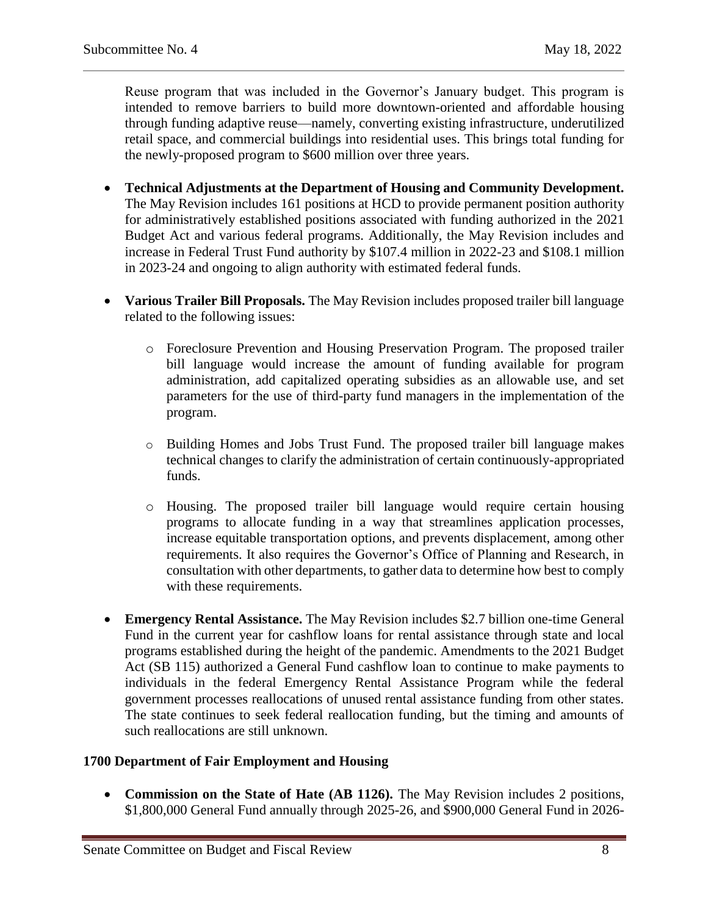Reuse program that was included in the Governor's January budget. This program is intended to remove barriers to build more downtown-oriented and affordable housing through funding adaptive reuse—namely, converting existing infrastructure, underutilized retail space, and commercial buildings into residential uses. This brings total funding for the newly-proposed program to $600 million over three years.

- **Technical Adjustments at the Department of Housing and Community Development.** The May Revision includes 161 positions at HCD to provide permanent position authority for administratively established positions associated with funding authorized in the 2021 Budget Act and various federal programs. Additionally, the May Revision includes and increase in Federal Trust Fund authority by $107.4 million in 2022-23 and $108.1 million in 2023-24 and ongoing to align authority with estimated federal funds.

- **Various Trailer Bill Proposals.** The May Revision includes proposed trailer bill language related to the following issues:

    - Foreclosure Prevention and Housing Preservation Program. The proposed trailer bill language would increase the amount of funding available for program administration, add capitalized operating subsidies as an allowable use, and set parameters for the use of third-party fund managers in the implementation of the program.

    - Building Homes and Jobs Trust Fund. The proposed trailer bill language makes technical changes to clarify the administration of certain continuously-appropriated funds.

    - Housing. The proposed trailer bill language would require certain housing programs to allocate funding in a way that streamlines application processes, increase equitable transportation options, and prevents displacement, among other requirements. It also requires the Governor's Office of Planning and Research, in consultation with other departments, to gather data to determine how best to comply with these requirements.

- **Emergency Rental Assistance.** The May Revision includes $2.7 billion one-time General Fund in the current year for cashflow loans for rental assistance through state and local programs established during the height of the pandemic. Amendments to the 2021 Budget Act (SB 115) authorized a General Fund cashflow loan to continue to make payments to individuals in the federal Emergency Rental Assistance Program while the federal government processes reallocations of unused rental assistance funding from other states. The state continues to seek federal reallocation funding, but the timing and amounts of such reallocations are still unknown.

**1700 Department of Fair Employment and Housing**

- **Commission on the State of Hate (AB 1126).** The May Revision includes 2 positions, $1,800,000 General Fund annually through 2025-26, and $900,000 General Fund in 2026-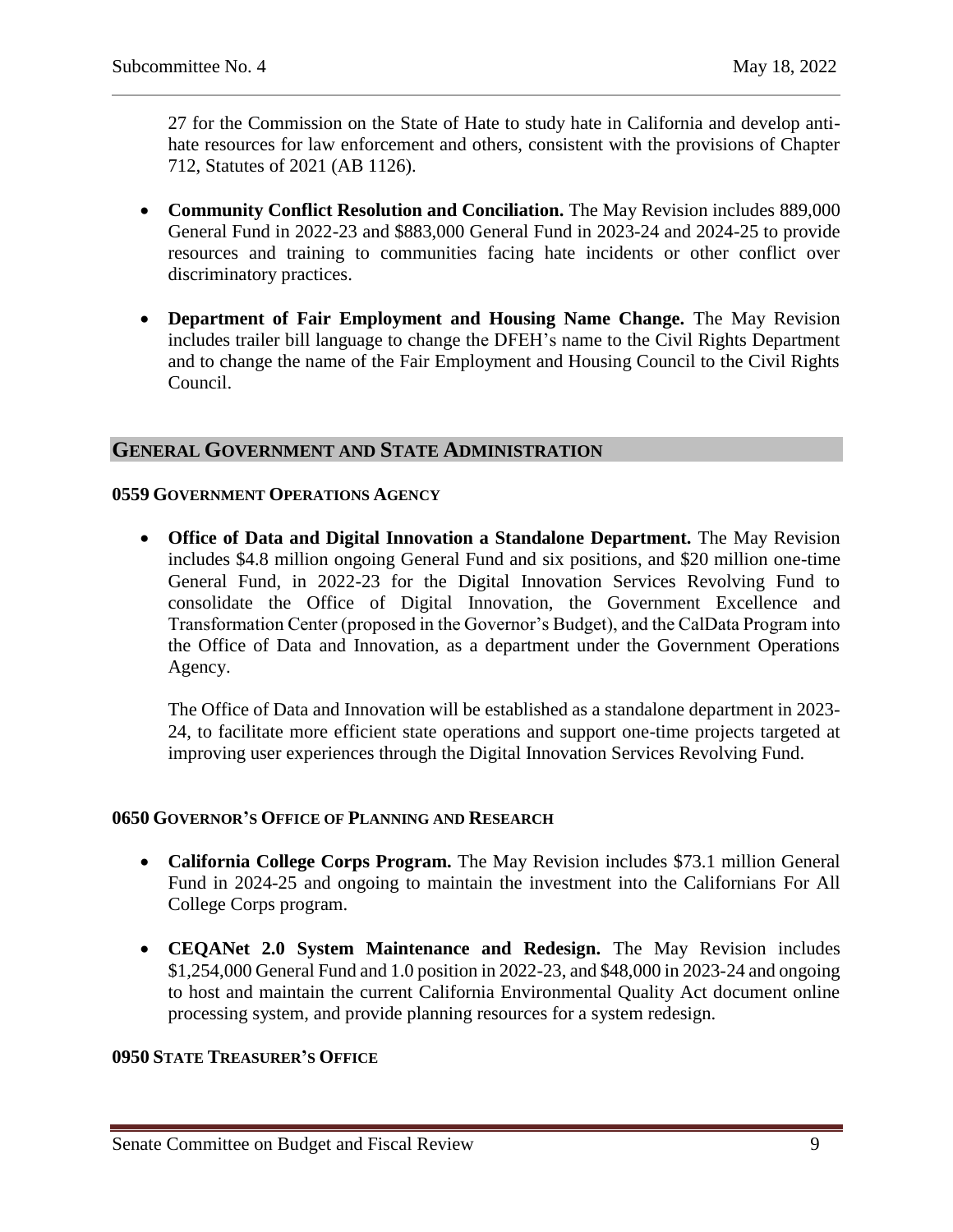27 for the Commission on the State of Hate to study hate in California and develop anti-hate resources for law enforcement and others, consistent with the provisions of Chapter 712, Statutes of 2021 (AB 1126).

- **Community Conflict Resolution and Conciliation.** The May Revision includes 889,000 General Fund in 2022-23 and $883,000 General Fund in 2023-24 and 2024-25 to provide resources and training to communities facing hate incidents or other conflict over discriminatory practices.

- **Department of Fair Employment and Housing Name Change.** The May Revision includes trailer bill language to change the DFEH's name to the Civil Rights Department and to change the name of the Fair Employment and Housing Council to the Civil Rights Council.

## GENERAL GOVERNMENT AND STATE ADMINISTRATION

### 0559 GOVERNMENT OPERATIONS AGENCY

- **Office of Data and Digital Innovation a Standalone Department.** The May Revision includes $4.8 million ongoing General Fund and six positions, and $20 million one-time General Fund, in 2022-23 for the Digital Innovation Services Revolving Fund to consolidate the Office of Digital Innovation, the Government Excellence and Transformation Center (proposed in the Governor's Budget), and the CalData Program into the Office of Data and Innovation, as a department under the Government Operations Agency.

  The Office of Data and Innovation will be established as a standalone department in 2023-24, to facilitate more efficient state operations and support one-time projects targeted at improving user experiences through the Digital Innovation Services Revolving Fund.

### 0650 GOVERNOR'S OFFICE OF PLANNING AND RESEARCH

- **California College Corps Program.** The May Revision includes $73.1 million General Fund in 2024-25 and ongoing to maintain the investment into the Californians For All College Corps program.

- **CEQANet 2.0 System Maintenance and Redesign.** The May Revision includes $1,254,000 General Fund and 1.0 position in 2022-23, and $48,000 in 2023-24 and ongoing to host and maintain the current California Environmental Quality Act document online processing system, and provide planning resources for a system redesign.

### 0950 STATE TREASURER'S OFFICE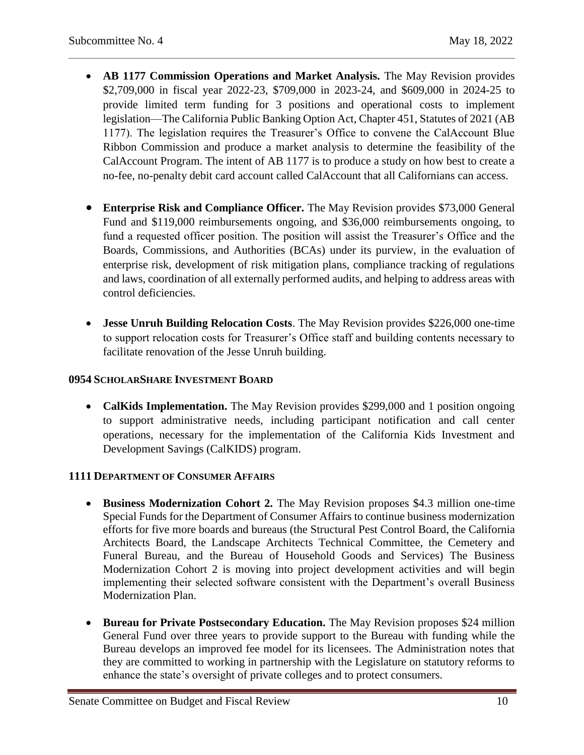- **AB 1177 Commission Operations and Market Analysis.** The May Revision provides $2,709,000 in fiscal year 2022-23, $709,000 in 2023-24, and $609,000 in 2024-25 to provide limited term funding for 3 positions and operational costs to implement legislation—The California Public Banking Option Act, Chapter 451, Statutes of 2021 (AB 1177). The legislation requires the Treasurer's Office to convene the CalAccount Blue Ribbon Commission and produce a market analysis to determine the feasibility of the CalAccount Program. The intent of AB 1177 is to produce a study on how best to create a no-fee, no-penalty debit card account called CalAccount that all Californians can access.

- **Enterprise Risk and Compliance Officer.** The May Revision provides $73,000 General Fund and $119,000 reimbursements ongoing, and $36,000 reimbursements ongoing, to fund a requested officer position. The position will assist the Treasurer's Office and the Boards, Commissions, and Authorities (BCAs) under its purview, in the evaluation of enterprise risk, development of risk mitigation plans, compliance tracking of regulations and laws, coordination of all externally performed audits, and helping to address areas with control deficiencies.

- **Jesse Unruh Building Relocation Costs**. The May Revision provides $226,000 one-time to support relocation costs for Treasurer's Office staff and building contents necessary to facilitate renovation of the Jesse Unruh building.

**0954 SCHOLARSHARE INVESTMENT BOARD**

- **CalKids Implementation.** The May Revision provides $299,000 and 1 position ongoing to support administrative needs, including participant notification and call center operations, necessary for the implementation of the California Kids Investment and Development Savings (CalKIDS) program.

**1111 DEPARTMENT OF CONSUMER AFFAIRS**

- **Business Modernization Cohort 2.** The May Revision proposes $4.3 million one-time Special Funds for the Department of Consumer Affairs to continue business modernization efforts for five more boards and bureaus (the Structural Pest Control Board, the California Architects Board, the Landscape Architects Technical Committee, the Cemetery and Funeral Bureau, and the Bureau of Household Goods and Services) The Business Modernization Cohort 2 is moving into project development activities and will begin implementing their selected software consistent with the Department's overall Business Modernization Plan.

- **Bureau for Private Postsecondary Education.** The May Revision proposes $24 million General Fund over three years to provide support to the Bureau with funding while the Bureau develops an improved fee model for its licensees. The Administration notes that they are committed to working in partnership with the Legislature on statutory reforms to enhance the state's oversight of private colleges and to protect consumers.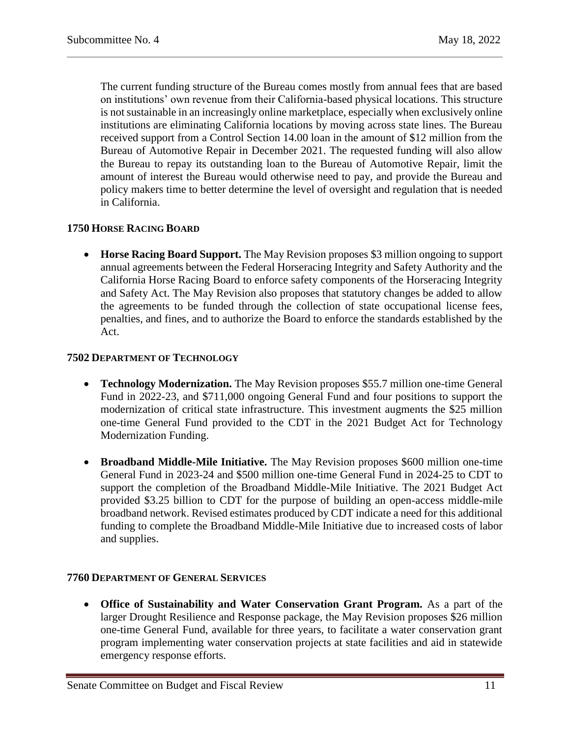The current funding structure of the Bureau comes mostly from annual fees that are based on institutions' own revenue from their California-based physical locations. This structure is not sustainable in an increasingly online marketplace, especially when exclusively online institutions are eliminating California locations by moving across state lines. The Bureau received support from a Control Section 14.00 loan in the amount of $12 million from the Bureau of Automotive Repair in December 2021. The requested funding will also allow the Bureau to repay its outstanding loan to the Bureau of Automotive Repair, limit the amount of interest the Bureau would otherwise need to pay, and provide the Bureau and policy makers time to better determine the level of oversight and regulation that is needed in California.

### 1750 Horse Racing Board

- **Horse Racing Board Support.** The May Revision proposes $3 million ongoing to support annual agreements between the Federal Horseracing Integrity and Safety Authority and the California Horse Racing Board to enforce safety components of the Horseracing Integrity and Safety Act. The May Revision also proposes that statutory changes be added to allow the agreements to be funded through the collection of state occupational license fees, penalties, and fines, and to authorize the Board to enforce the standards established by the Act.

### 7502 Department of Technology

- **Technology Modernization.** The May Revision proposes $55.7 million one-time General Fund in 2022-23, and $711,000 ongoing General Fund and four positions to support the modernization of critical state infrastructure. This investment augments the $25 million one-time General Fund provided to the CDT in the 2021 Budget Act for Technology Modernization Funding.

- **Broadband Middle-Mile Initiative.** The May Revision proposes $600 million one-time General Fund in 2023-24 and $500 million one-time General Fund in 2024-25 to CDT to support the completion of the Broadband Middle-Mile Initiative. The 2021 Budget Act provided $3.25 billion to CDT for the purpose of building an open-access middle-mile broadband network. Revised estimates produced by CDT indicate a need for this additional funding to complete the Broadband Middle-Mile Initiative due to increased costs of labor and supplies.

### 7760 Department of General Services

- **Office of Sustainability and Water Conservation Grant Program.** As a part of the larger Drought Resilience and Response package, the May Revision proposes $26 million one-time General Fund, available for three years, to facilitate a water conservation grant program implementing water conservation projects at state facilities and aid in statewide emergency response efforts.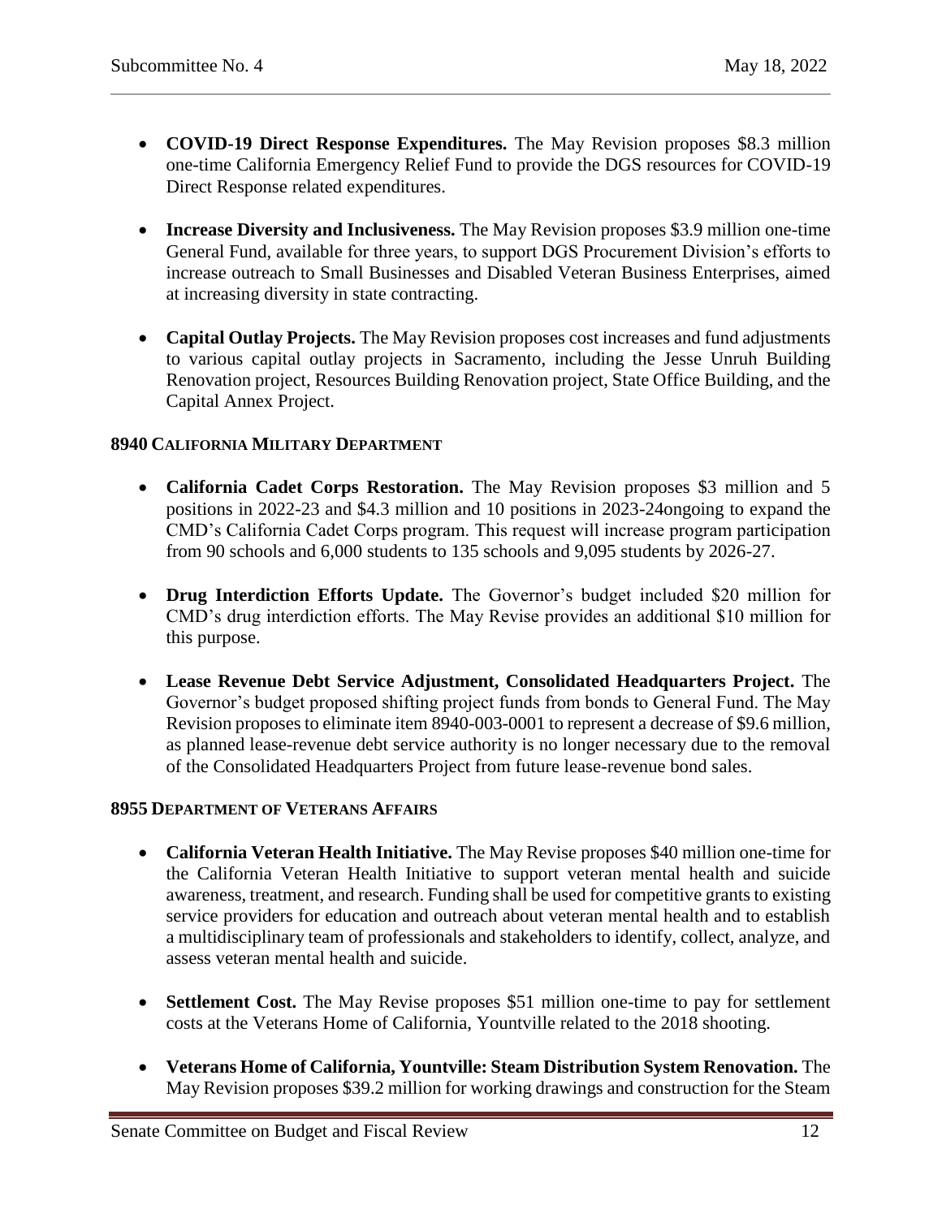- **COVID-19 Direct Response Expenditures.** The May Revision proposes $8.3 million one-time California Emergency Relief Fund to provide the DGS resources for COVID-19 Direct Response related expenditures.

- **Increase Diversity and Inclusiveness.** The May Revision proposes $3.9 million one-time General Fund, available for three years, to support DGS Procurement Division's efforts to increase outreach to Small Businesses and Disabled Veteran Business Enterprises, aimed at increasing diversity in state contracting.

- **Capital Outlay Projects.** The May Revision proposes cost increases and fund adjustments to various capital outlay projects in Sacramento, including the Jesse Unruh Building Renovation project, Resources Building Renovation project, State Office Building, and the Capital Annex Project.

### 8940 California Military Department

- **California Cadet Corps Restoration.** The May Revision proposes $3 million and 5 positions in 2022-23 and $4.3 million and 10 positions in 2023-24ongoing to expand the CMD's California Cadet Corps program. This request will increase program participation from 90 schools and 6,000 students to 135 schools and 9,095 students by 2026-27.

- **Drug Interdiction Efforts Update.** The Governor's budget included $20 million for CMD's drug interdiction efforts. The May Revise provides an additional $10 million for this purpose.

- **Lease Revenue Debt Service Adjustment, Consolidated Headquarters Project.** The Governor's budget proposed shifting project funds from bonds to General Fund. The May Revision proposes to eliminate item 8940-003-0001 to represent a decrease of $9.6 million, as planned lease-revenue debt service authority is no longer necessary due to the removal of the Consolidated Headquarters Project from future lease-revenue bond sales.

### 8955 Department of Veterans Affairs

- **California Veteran Health Initiative.** The May Revise proposes $40 million one-time for the California Veteran Health Initiative to support veteran mental health and suicide awareness, treatment, and research. Funding shall be used for competitive grants to existing service providers for education and outreach about veteran mental health and to establish a multidisciplinary team of professionals and stakeholders to identify, collect, analyze, and assess veteran mental health and suicide.

- **Settlement Cost.** The May Revise proposes $51 million one-time to pay for settlement costs at the Veterans Home of California, Yountville related to the 2018 shooting.

- **Veterans Home of California, Yountville: Steam Distribution System Renovation.** The May Revision proposes $39.2 million for working drawings and construction for the Steam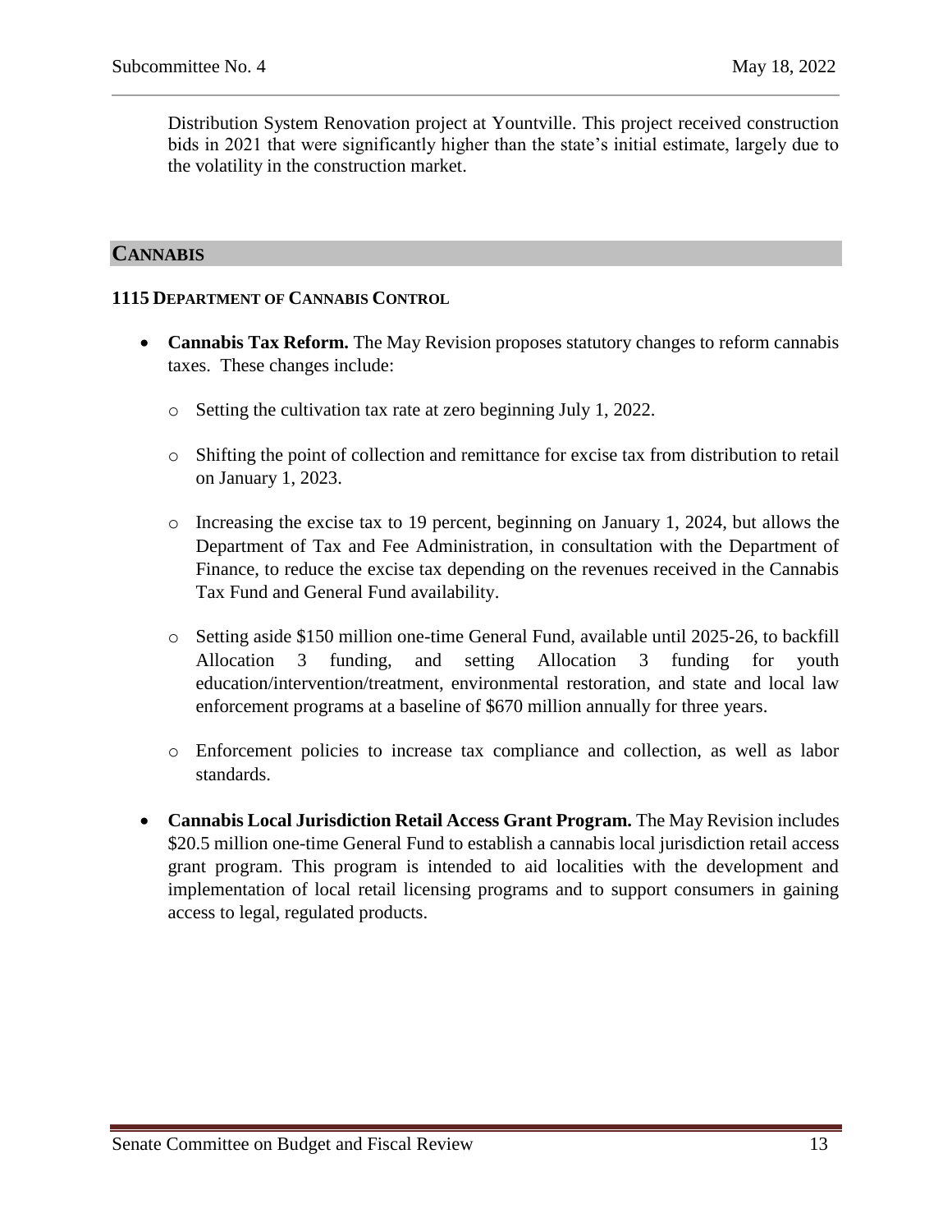Distribution System Renovation project at Yountville. This project received construction bids in 2021 that were significantly higher than the state's initial estimate, largely due to the volatility in the construction market.

## CANNABIS

### 1115 DEPARTMENT OF CANNABIS CONTROL

- **Cannabis Tax Reform.** The May Revision proposes statutory changes to reform cannabis taxes. These changes include:
  - Setting the cultivation tax rate at zero beginning July 1, 2022.
  - Shifting the point of collection and remittance for excise tax from distribution to retail on January 1, 2023.
  - Increasing the excise tax to 19 percent, beginning on January 1, 2024, but allows the Department of Tax and Fee Administration, in consultation with the Department of Finance, to reduce the excise tax depending on the revenues received in the Cannabis Tax Fund and General Fund availability.
  - Setting aside $150 million one-time General Fund, available until 2025-26, to backfill Allocation 3 funding, and setting Allocation 3 funding for youth education/intervention/treatment, environmental restoration, and state and local law enforcement programs at a baseline of $670 million annually for three years.
  - Enforcement policies to increase tax compliance and collection, as well as labor standards.
- **Cannabis Local Jurisdiction Retail Access Grant Program.** The May Revision includes $20.5 million one-time General Fund to establish a cannabis local jurisdiction retail access grant program. This program is intended to aid localities with the development and implementation of local retail licensing programs and to support consumers in gaining access to legal, regulated products.